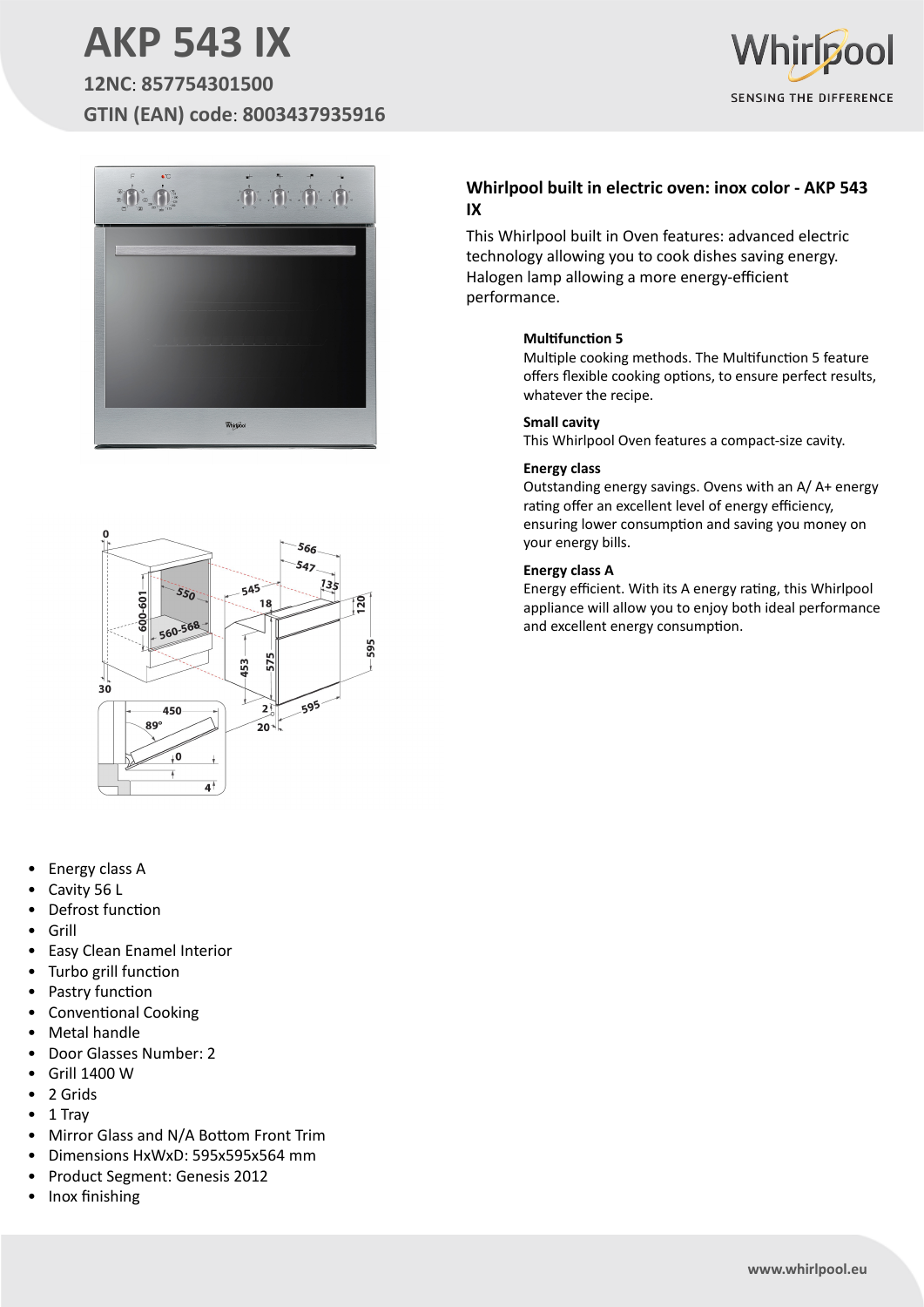# AKP 543 IX

**12NC**: **857754301500**

**GTIN (EAN) code**: **8003437935916**

## Whirlpool built in electric oven: inox color - AKP 543 IX

This Whirlpool built in Oven features: advanced electric technology allowing you to cook dishes saving energy. Halogen lamp allowing a more energy-efficient performance.

**Multifunction 5**

Multiple cooking methods. The Multifunction 5 feature offers flexible cooking options, to ensure perfect results, whatever the recipe.

**Small cavity**

This Whirlpool Oven features a compact-size cavity.

**Energy class**

Outstanding energy savings. Ovens with an A/ A+ energy rating offer an excellent level of energy efficiency, ensuring lower consumption and saving you money on your energy bills.

**Energy class A**

Energy efficient. With its A energy rating, this Whirlpool appliance will allow you to enjoy both ideal performance and excellent energy consumption.

- Energy class A
- Cavity 56 L
- Defrost function
- Grill
- Easy Clean Enamel Interior
- Turbo grill function
- Pastry function
- Conventional Cooking
- Metal handle
- Door Glasses Number: 2
- Grill 1400 W
- 2 Grids
- 1 Tray
- Mirror Glass and N/A Bottom Front Trim
- Dimensions HxWxD: 595x595x564 mm
- Product Segment: Genesis 2012
- Inox finishing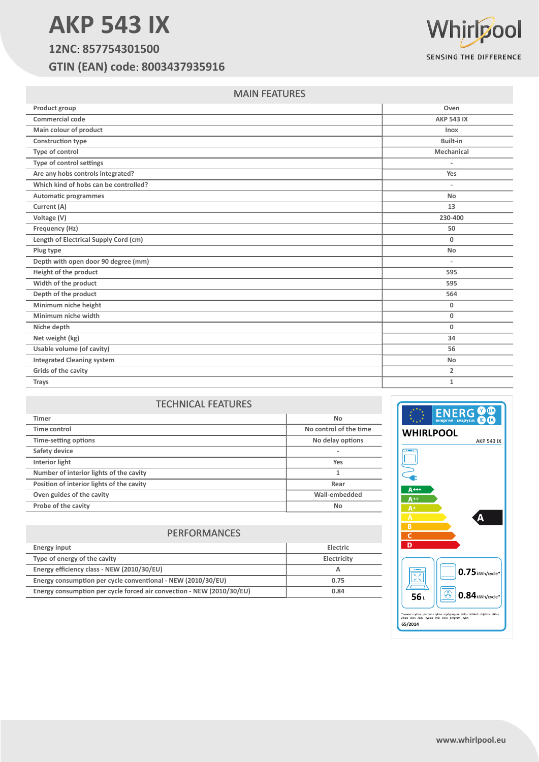# AKP 543 IX

**12NC: 857754301500**

**GTIN (EAN) code: 8003437935916**

Whirlpool

SENSING THE DIFFERENCE

## MAIN FEATURES

| | |
|---|---|
| Product group | Oven |
| Commercial code | AKP 543 IX |
| Main colour of product | Inox |
| Construction type | Built-in |
| Type of control | Mechanical |
| Type of control settings | - |
| Are any hobs controls integrated? | Yes |
| Which kind of hobs can be controlled? | - |
| Automatic programmes | No |
| Current (A) | 13 |
| Voltage (V) | 230-400 |
| Frequency (Hz) | 50 |
| Length of Electrical Supply Cord (cm) | 0 |
| Plug type | No |
| Depth with open door 90 degree (mm) | - |
| Height of the product | 595 |
| Width of the product | 595 |
| Depth of the product | 564 |
| Minimum niche height | 0 |
| Minimum niche width | 0 |
| Niche depth | 0 |
| Net weight (kg) | 34 |
| Usable volume (of cavity) | 56 |
| Integrated Cleaning system | No |
| Grids of the cavity | 2 |
| Trays | 1 |

## TECHNICAL FEATURES

| | |
|---|---|
| Timer | No |
| Time control | No control of the time |
| Time-setting options | No delay options |
| Safety device | - |
| Interior light | Yes |
| Number of interior lights of the cavity | 1 |
| Position of interior lights of the cavity | Rear |
| Oven guides of the cavity | Wall-embedded |
| Probe of the cavity | No |

## PERFORMANCES

| | |
|---|---|
| Energy input | Electric |
| Type of energy of the cavity | Electricity |
| Energy efficiency class - NEW (2010/30/EU) | A |
| Energy consumption per cycle conventional - NEW (2010/30/EU) | 0.75 |
| Energy consumption per cycle forced air convection - NEW (2010/30/EU) | 0.84 |

ENERG

WHIRLPOOL

AKP 543 IX

A+++
A++
A+
A
B
C
D

A

56 L

0.75 kWh/cycle*

0.84 kWh/cycle*

65/2014

www.whirlpool.eu